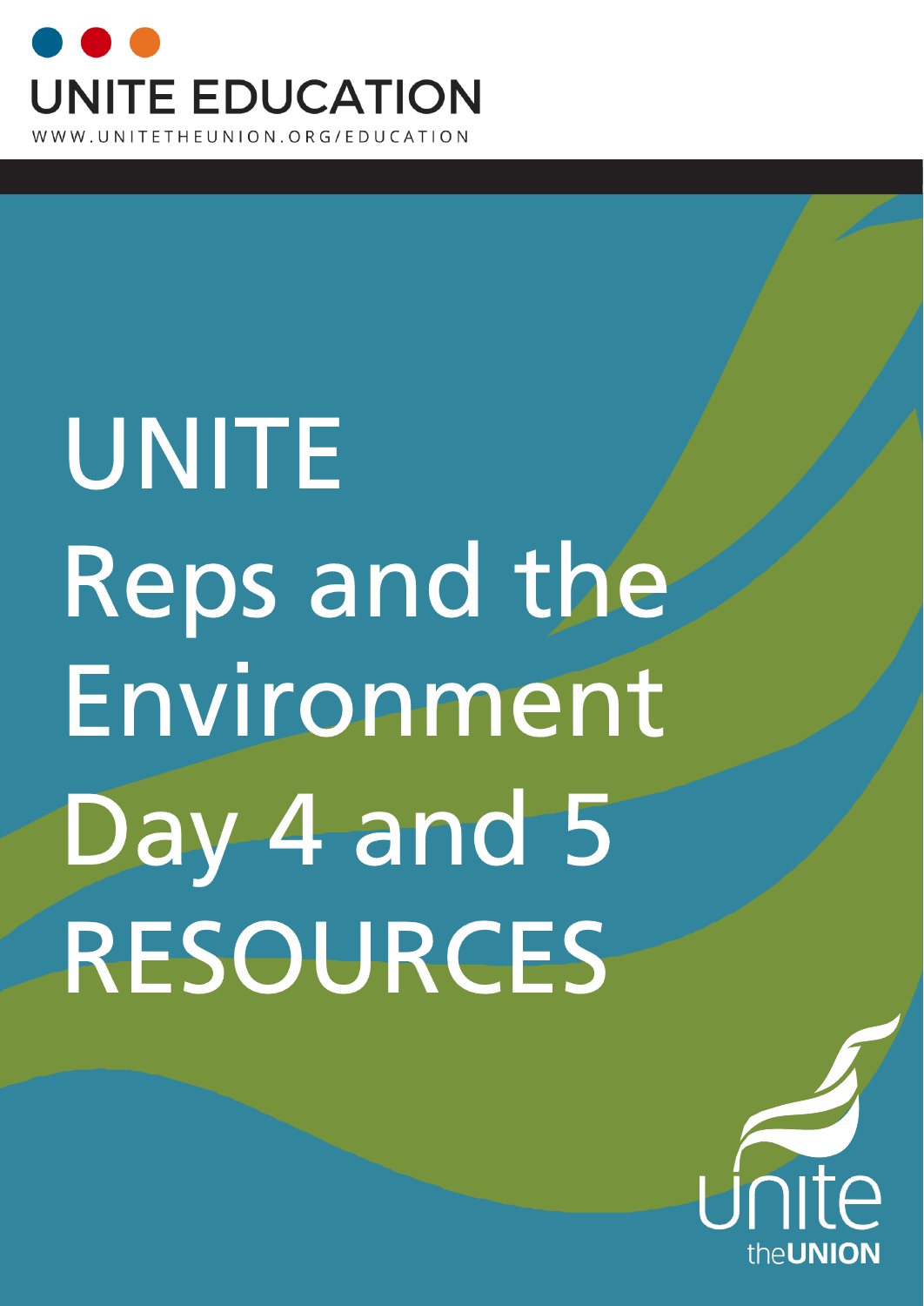UNITE EDUCATION

WWW.UNITETHEUNION.ORG/EDUCATION

# UNITE Reps and the Environment Day 4 and 5 RESOURCES

unite the UNION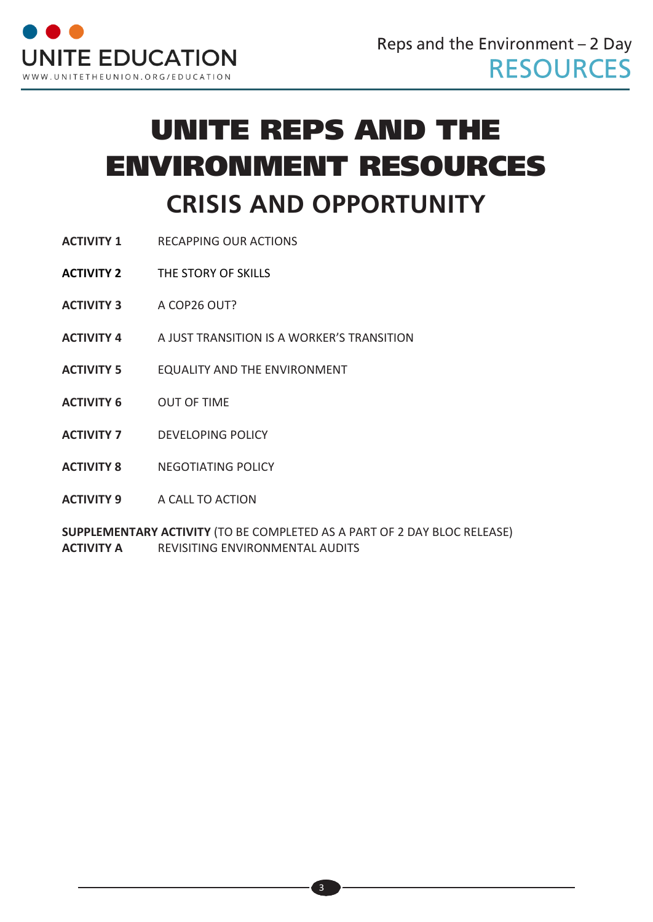# UNITE REPS AND THE ENVIRONMENT RESOURCES

## CRISIS AND OPPORTUNITY

**ACTIVITY 1** RECAPPING OUR ACTIONS

**ACTIVITY 2** THE STORY OF SKILLS

**ACTIVITY 3** A COP26 OUT?

**ACTIVITY 4** A JUST TRANSITION IS A WORKER'S TRANSITION

**ACTIVITY 5** EQUALITY AND THE ENVIRONMENT

**ACTIVITY 6** OUT OF TIME

**ACTIVITY 7** DEVELOPING POLICY

**ACTIVITY 8** NEGOTIATING POLICY

**ACTIVITY 9** A CALL TO ACTION

**SUPPLEMENTARY ACTIVITY** (TO BE COMPLETED AS A PART OF 2 DAY BLOC RELEASE)
**ACTIVITY A** REVISITING ENVIRONMENTAL AUDITS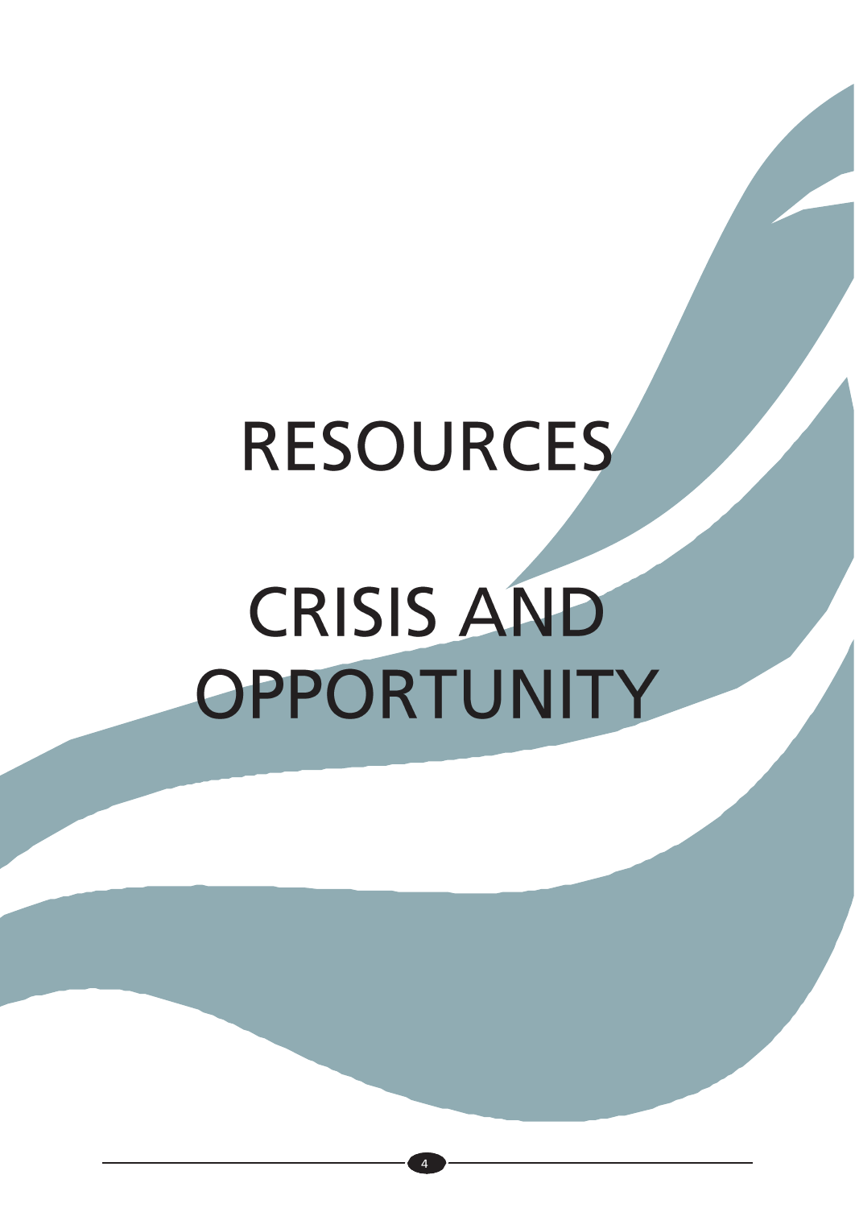# RESOURCES

# CRISIS AND OPPORTUNITY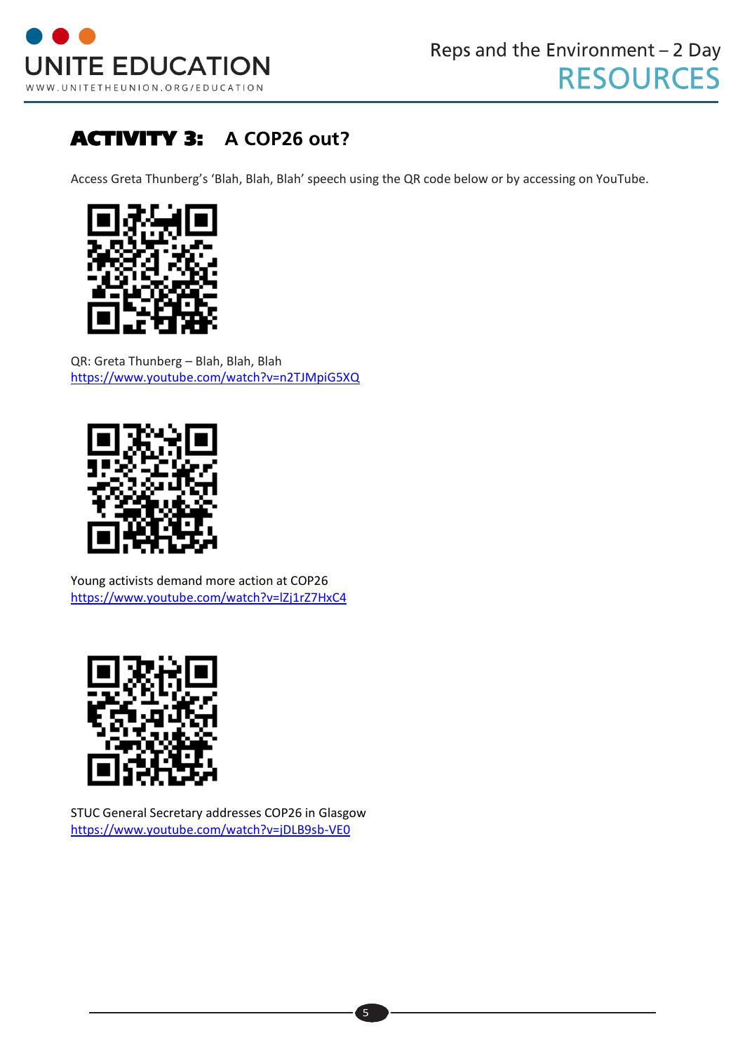## ACTIVITY 3: A COP26 out?

Access Greta Thunberg's 'Blah, Blah, Blah' speech using the QR code below or by accessing on YouTube.

QR: Greta Thunberg – Blah, Blah, Blah
https://www.youtube.com/watch?v=n2TJMpiG5XQ

Young activists demand more action at COP26
https://www.youtube.com/watch?v=lZj1rZ7HxC4

STUC General Secretary addresses COP26 in Glasgow
https://www.youtube.com/watch?v=jDLB9sb-VE0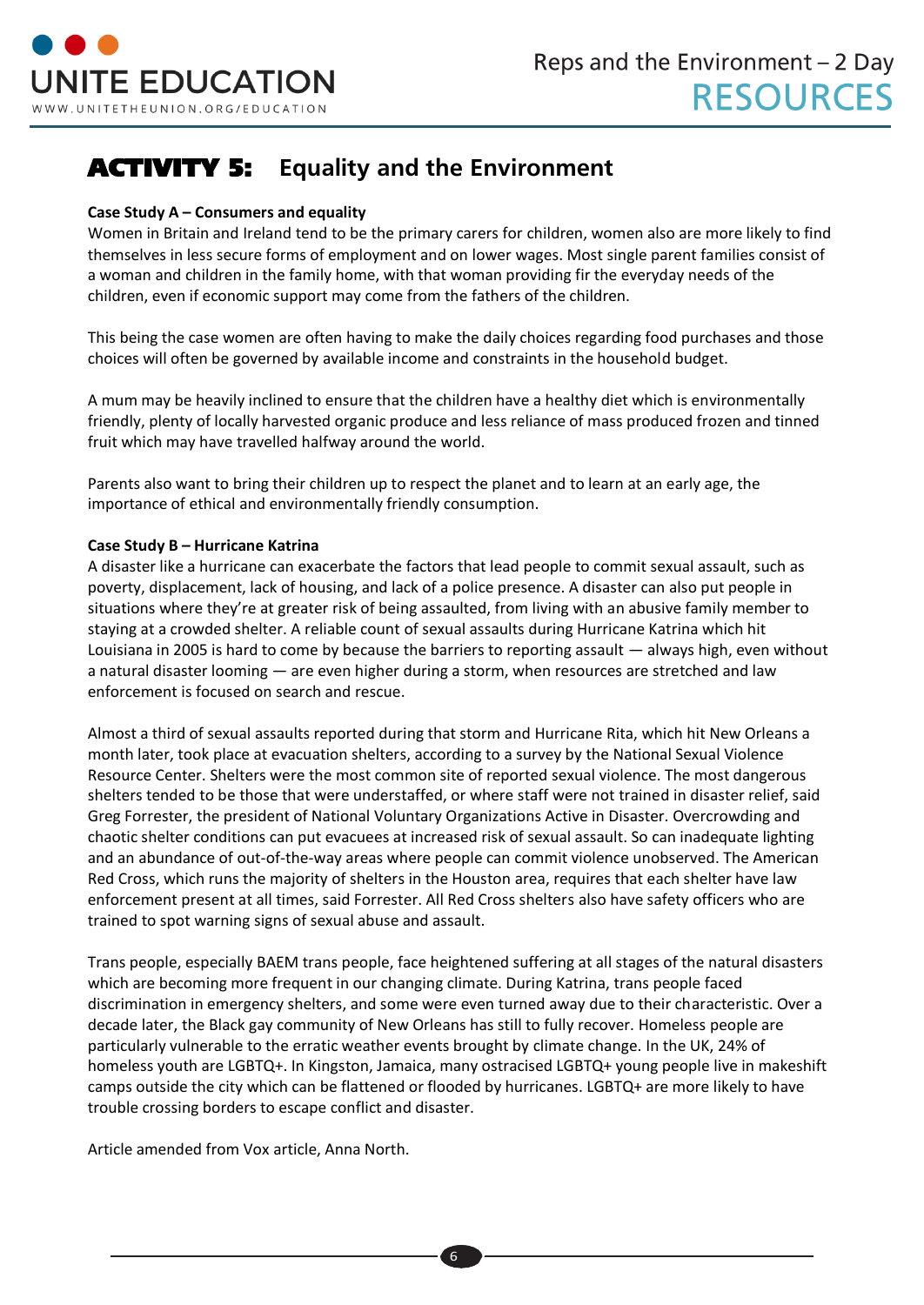## ACTIVITY 5: Equality and the Environment

**Case Study A – Consumers and equality**

Women in Britain and Ireland tend to be the primary carers for children, women also are more likely to find themselves in less secure forms of employment and on lower wages. Most single parent families consist of a woman and children in the family home, with that woman providing fir the everyday needs of the children, even if economic support may come from the fathers of the children.

This being the case women are often having to make the daily choices regarding food purchases and those choices will often be governed by available income and constraints in the household budget.

A mum may be heavily inclined to ensure that the children have a healthy diet which is environmentally friendly, plenty of locally harvested organic produce and less reliance of mass produced frozen and tinned fruit which may have travelled halfway around the world.

Parents also want to bring their children up to respect the planet and to learn at an early age, the importance of ethical and environmentally friendly consumption.

**Case Study B – Hurricane Katrina**

A disaster like a hurricane can exacerbate the factors that lead people to commit sexual assault, such as poverty, displacement, lack of housing, and lack of a police presence. A disaster can also put people in situations where they're at greater risk of being assaulted, from living with an abusive family member to staying at a crowded shelter. A reliable count of sexual assaults during Hurricane Katrina which hit Louisiana in 2005 is hard to come by because the barriers to reporting assault — always high, even without a natural disaster looming — are even higher during a storm, when resources are stretched and law enforcement is focused on search and rescue.

Almost a third of sexual assaults reported during that storm and Hurricane Rita, which hit New Orleans a month later, took place at evacuation shelters, according to a survey by the National Sexual Violence Resource Center. Shelters were the most common site of reported sexual violence. The most dangerous shelters tended to be those that were understaffed, or where staff were not trained in disaster relief, said Greg Forrester, the president of National Voluntary Organizations Active in Disaster. Overcrowding and chaotic shelter conditions can put evacuees at increased risk of sexual assault. So can inadequate lighting and an abundance of out-of-the-way areas where people can commit violence unobserved. The American Red Cross, which runs the majority of shelters in the Houston area, requires that each shelter have law enforcement present at all times, said Forrester. All Red Cross shelters also have safety officers who are trained to spot warning signs of sexual abuse and assault.

Trans people, especially BAEM trans people, face heightened suffering at all stages of the natural disasters which are becoming more frequent in our changing climate. During Katrina, trans people faced discrimination in emergency shelters, and some were even turned away due to their characteristic. Over a decade later, the Black gay community of New Orleans has still to fully recover. Homeless people are particularly vulnerable to the erratic weather events brought by climate change. In the UK, 24% of homeless youth are LGBTQ+. In Kingston, Jamaica, many ostracised LGBTQ+ young people live in makeshift camps outside the city which can be flattened or flooded by hurricanes. LGBTQ+ are more likely to have trouble crossing borders to escape conflict and disaster.

Article amended from Vox article, Anna North.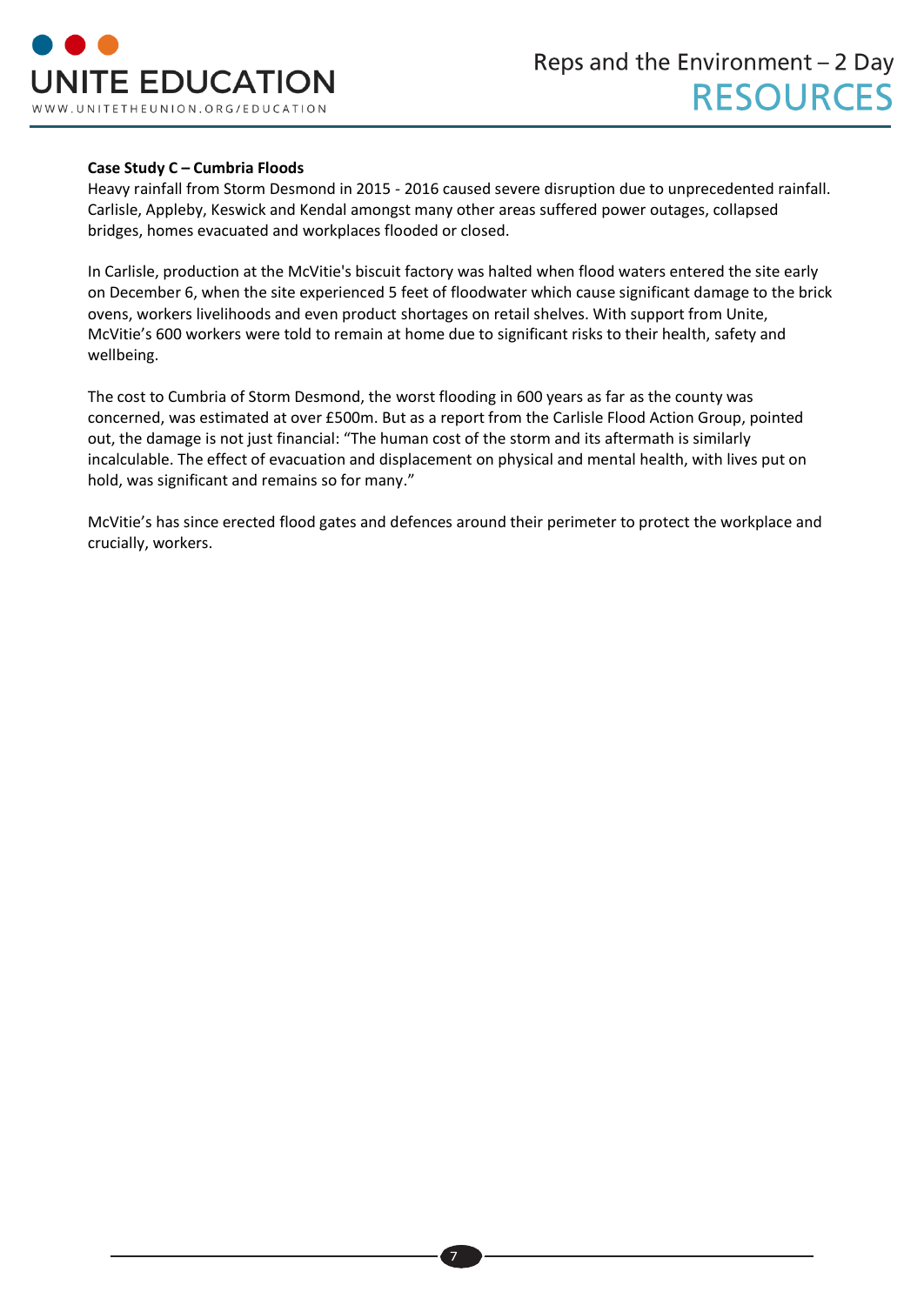**Case Study C – Cumbria Floods**

Heavy rainfall from Storm Desmond in 2015 - 2016 caused severe disruption due to unprecedented rainfall. Carlisle, Appleby, Keswick and Kendal amongst many other areas suffered power outages, collapsed bridges, homes evacuated and workplaces flooded or closed.

In Carlisle, production at the McVitie's biscuit factory was halted when flood waters entered the site early on December 6, when the site experienced 5 feet of floodwater which cause significant damage to the brick ovens, workers livelihoods and even product shortages on retail shelves. With support from Unite, McVitie's 600 workers were told to remain at home due to significant risks to their health, safety and wellbeing.

The cost to Cumbria of Storm Desmond, the worst flooding in 600 years as far as the county was concerned, was estimated at over £500m. But as a report from the Carlisle Flood Action Group, pointed out, the damage is not just financial: "The human cost of the storm and its aftermath is similarly incalculable. The effect of evacuation and displacement on physical and mental health, with lives put on hold, was significant and remains so for many."

McVitie's has since erected flood gates and defences around their perimeter to protect the workplace and crucially, workers.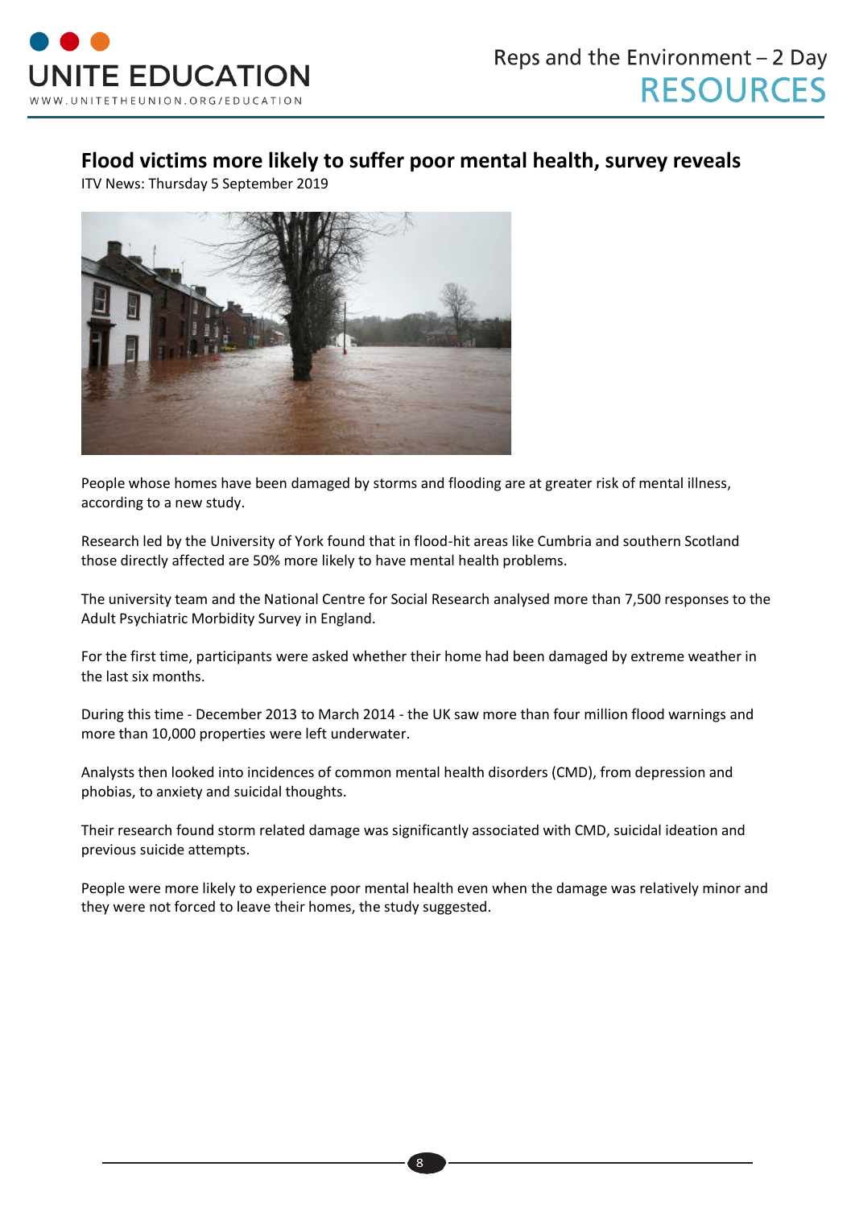## Flood victims more likely to suffer poor mental health, survey reveals

ITV News: Thursday 5 September 2019

People whose homes have been damaged by storms and flooding are at greater risk of mental illness, according to a new study.

Research led by the University of York found that in flood-hit areas like Cumbria and southern Scotland those directly affected are 50% more likely to have mental health problems.

The university team and the National Centre for Social Research analysed more than 7,500 responses to the Adult Psychiatric Morbidity Survey in England.

For the first time, participants were asked whether their home had been damaged by extreme weather in the last six months.

During this time - December 2013 to March 2014 - the UK saw more than four million flood warnings and more than 10,000 properties were left underwater.

Analysts then looked into incidences of common mental health disorders (CMD), from depression and phobias, to anxiety and suicidal thoughts.

Their research found storm related damage was significantly associated with CMD, suicidal ideation and previous suicide attempts.

People were more likely to experience poor mental health even when the damage was relatively minor and they were not forced to leave their homes, the study suggested.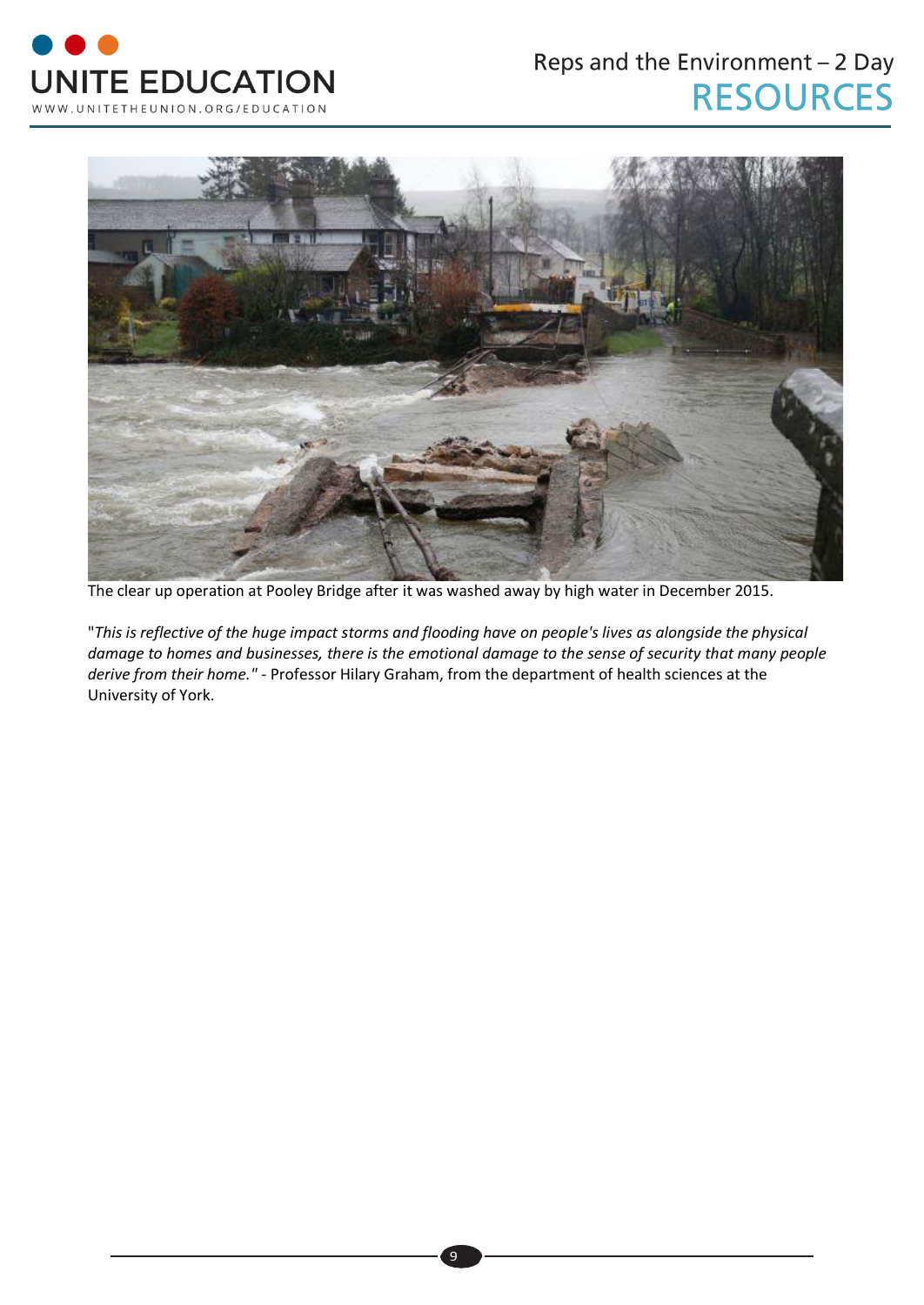The clear up operation at Pooley Bridge after it was washed away by high water in December 2015.

"*This is reflective of the huge impact storms and flooding have on people's lives as alongside the physical damage to homes and businesses, there is the emotional damage to the sense of security that many people derive from their home."* - Professor Hilary Graham, from the department of health sciences at the University of York.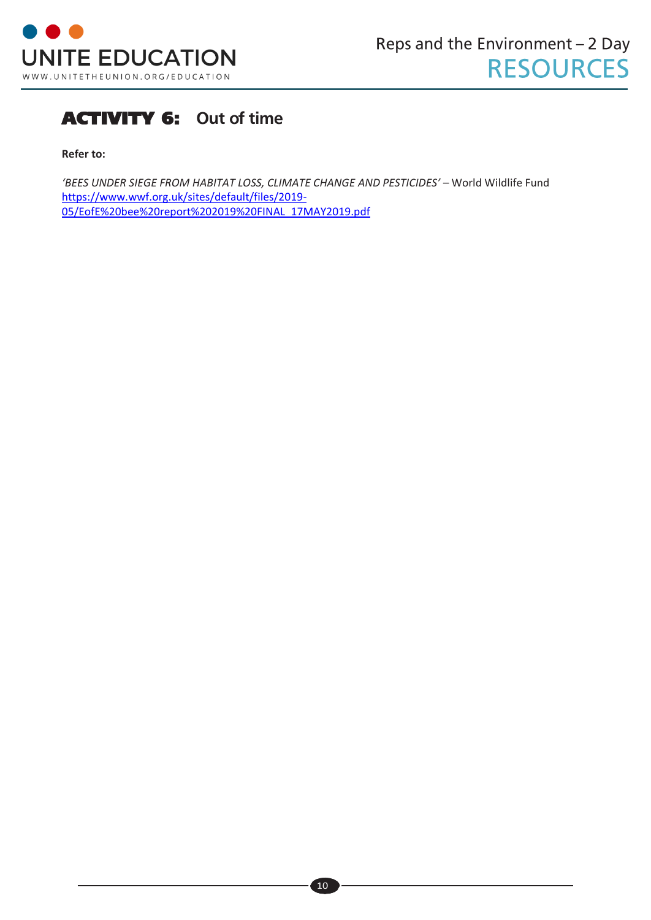## ACTIVITY 6: Out of time

**Refer to:**

*'BEES UNDER SIEGE FROM HABITAT LOSS, CLIMATE CHANGE AND PESTICIDES'* – World Wildlife Fund
https://www.wwf.org.uk/sites/default/files/2019-05/EofE%20bee%20report%202019%20FINAL_17MAY2019.pdf